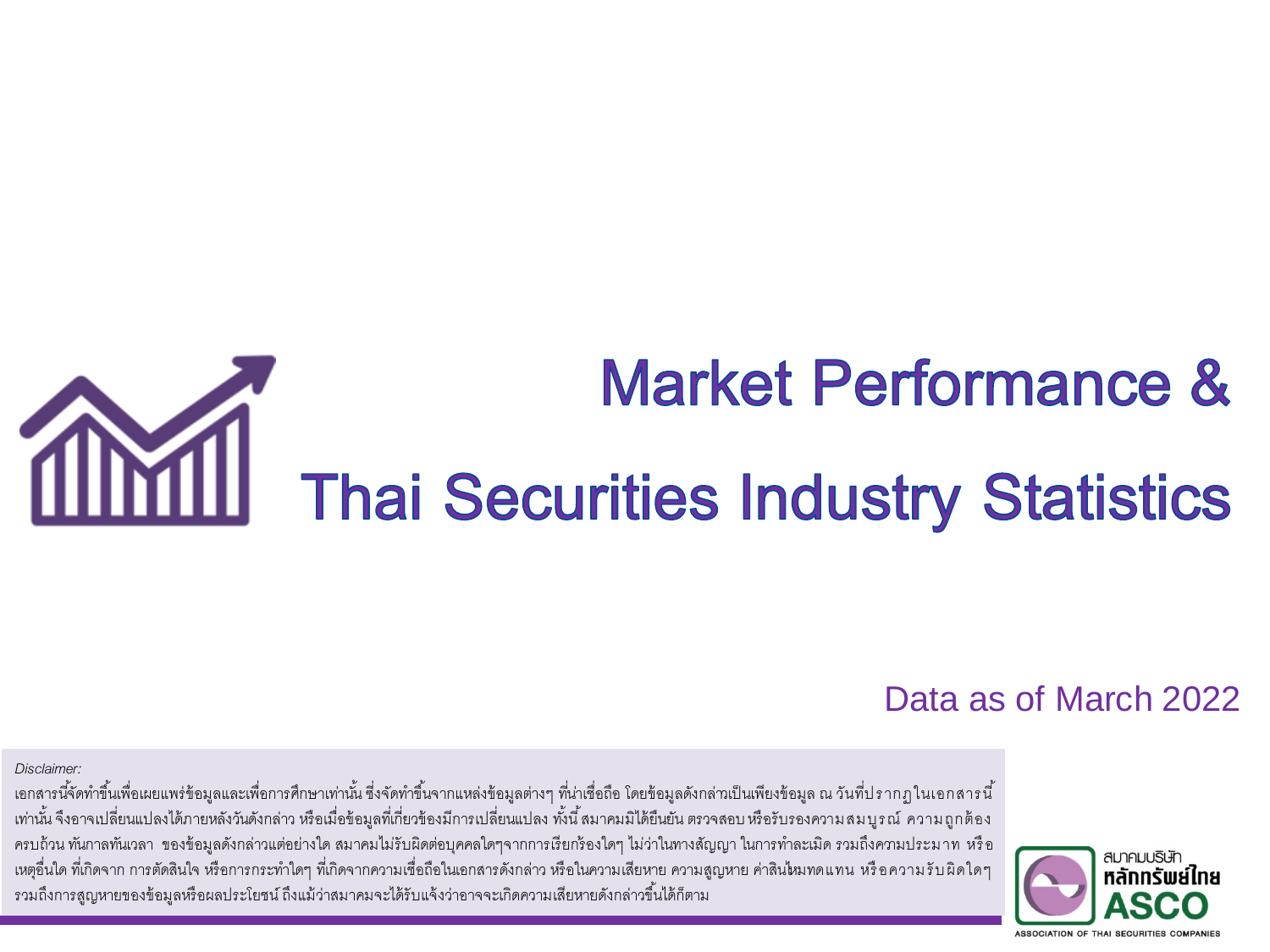# Market Performance &
# Thai Securities Industry Statistics

Data as of March 2022

*Disclaimer:*

เอกสารนี้จัดทำขึ้นเพื่อเผยแพร่ข้อมูลและเพื่อการศึกษาเท่านั้น ซึ่งจัดทำขึ้นจากแหล่งข้อมูลต่างๆ ที่น่าเชื่อถือ โดยข้อมูลดังกล่าวเป็นเพียงข้อมูล ณ วันที่ปรากฏในเอกสารนี้เท่านั้น จึงอาจเปลี่ยนแปลงได้ภายหลังวันดังกล่าว หรือเมื่อข้อมูลที่เกี่ยวข้องมีการเปลี่ยนแปลง ทั้งนี้ สมาคมมิได้ยืนยัน ตรวจสอบ หรือรับรองความสมบูรณ์ ความถูกต้อง ครบถ้วน ทันกาลทันเวลา ของข้อมูลดังกล่าวแต่อย่างใด สมาคมไม่รับผิดต่อบุคคลใดๆจากการเรียกร้องใดๆ ไม่ว่าในทางสัญญา ในการทำละเมิด รวมถึงความประมาท หรือเหตุอื่นใด ที่เกิดจาก การตัดสินใจ หรือการกระทำใดๆ ที่เกิดจากความเชื่อถือในเอกสารดังกล่าว หรือในความเสียหาย ความสูญหาย ค่าสินไหมทดแทน หรือความรับผิดใดๆ รวมถึงการสูญหายของข้อมูลหรือผลประโยชน์ ถึงแม้ว่าสมาคมจะได้รับแจ้งว่าอาจจะเกิดความเสียหายดังกล่าวขึ้นได้ก็ตาม

สมาคมบริษัทหลักทรัพย์ไทย
ASCO
ASSOCIATION OF THAI SECURITIES COMPANIES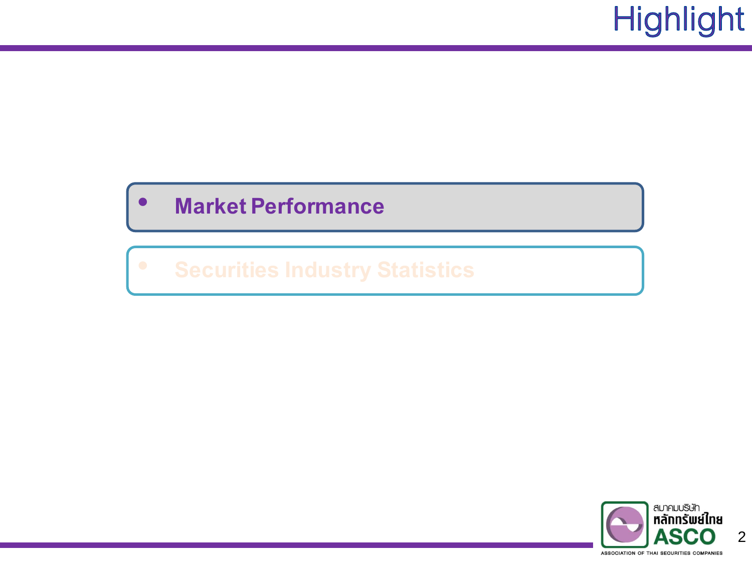# Highlight

- **Market Performance**
- **Securities Industry Statistics**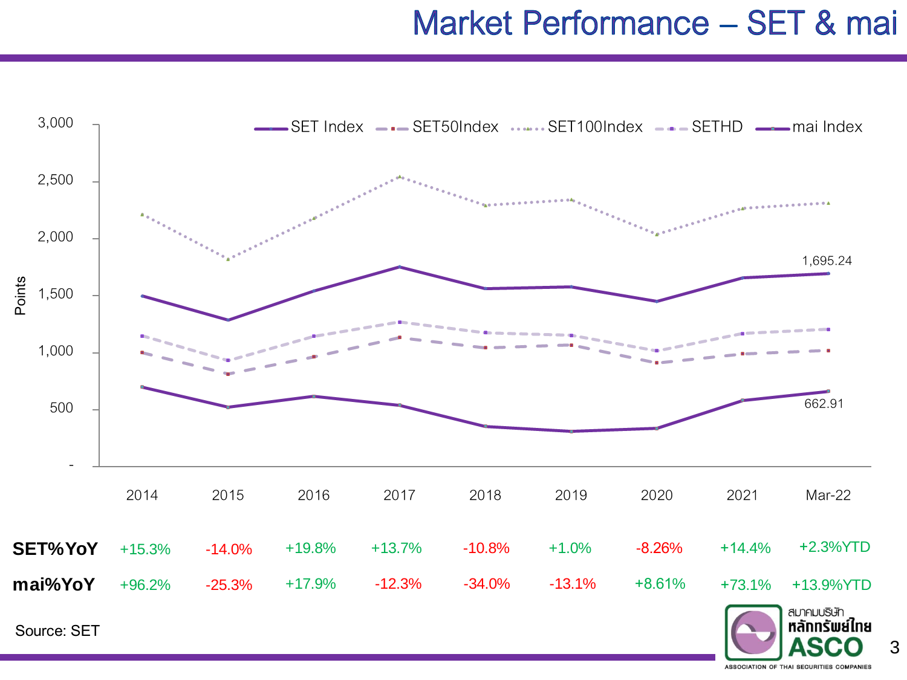# Market Performance – SET & mai

Points

SET Index, SET50Index, SET100Index, SETHD, mai Index

3,000
2,500
2,000
1,500
1,000
500
-

1,695.24

662.91

| | 2014 | 2015 | 2016 | 2017 | 2018 | 2019 | 2020 | 2021 | Mar-22 |
|---|---|---|---|---|---|---|---|---|---|
| **SET%YoY** | +15.3% | -14.0% | +19.8% | +13.7% | -10.8% | +1.0% | -8.26% | +14.4% | +2.3%YTD |
| **mai%YoY** | +96.2% | -25.3% | +17.9% | -12.3% | -34.0% | -13.1% | +8.61% | +73.1% | +13.9%YTD |

Source: SET

สมาคมบริษัทหลักทรัพย์ไทย ASCO
ASSOCIATION OF THAI SECURITIES COMPANIES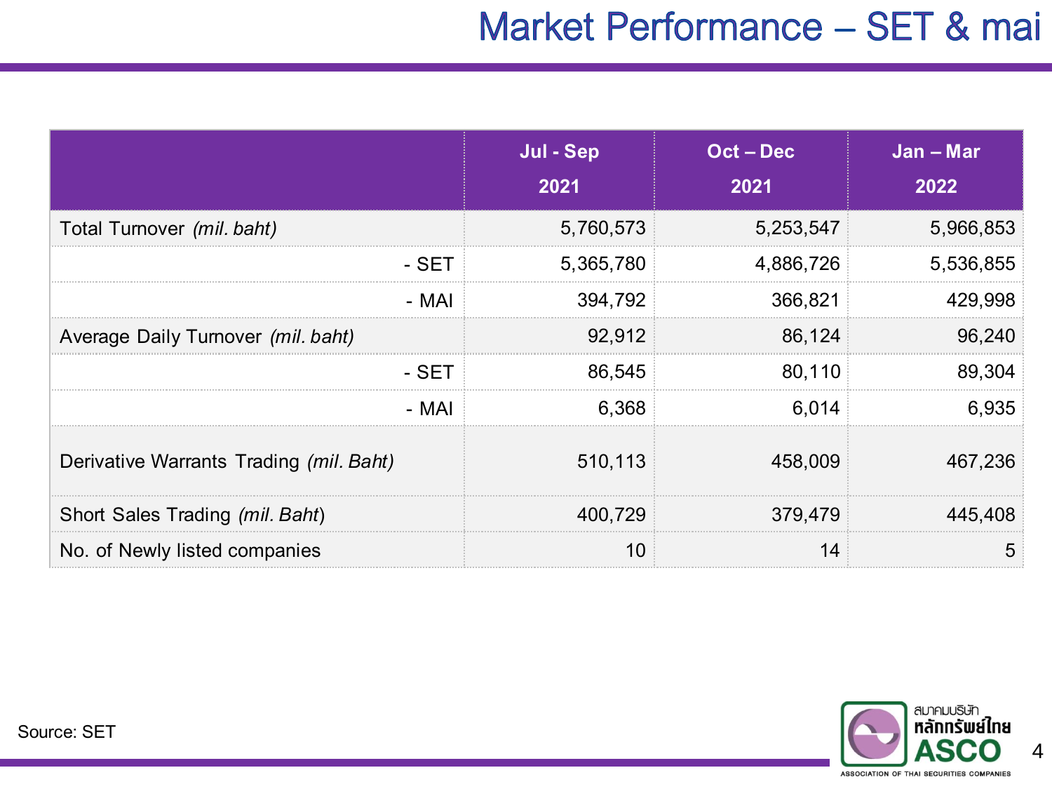# Market Performance – SET & mai

| | Jul - Sep 2021 | Oct – Dec 2021 | Jan – Mar 2022 |
|---|---|---|---|
| Total Turnover *(mil. baht)* | 5,760,573 | 5,253,547 | 5,966,853 |
| - SET | 5,365,780 | 4,886,726 | 5,536,855 |
| - MAI | 394,792 | 366,821 | 429,998 |
| Average Daily Turnover *(mil. baht)* | 92,912 | 86,124 | 96,240 |
| - SET | 86,545 | 80,110 | 89,304 |
| - MAI | 6,368 | 6,014 | 6,935 |
| Derivative Warrants Trading *(mil. Baht)* | 510,113 | 458,009 | 467,236 |
| Short Sales Trading *(mil. Baht)* | 400,729 | 379,479 | 445,408 |
| No. of Newly listed companies | 10 | 14 | 5 |

Source: SET

สมาคมบริษัทหลักทรัพย์ไทย ASCO ASSOCIATION OF THAI SECURITIES COMPANIES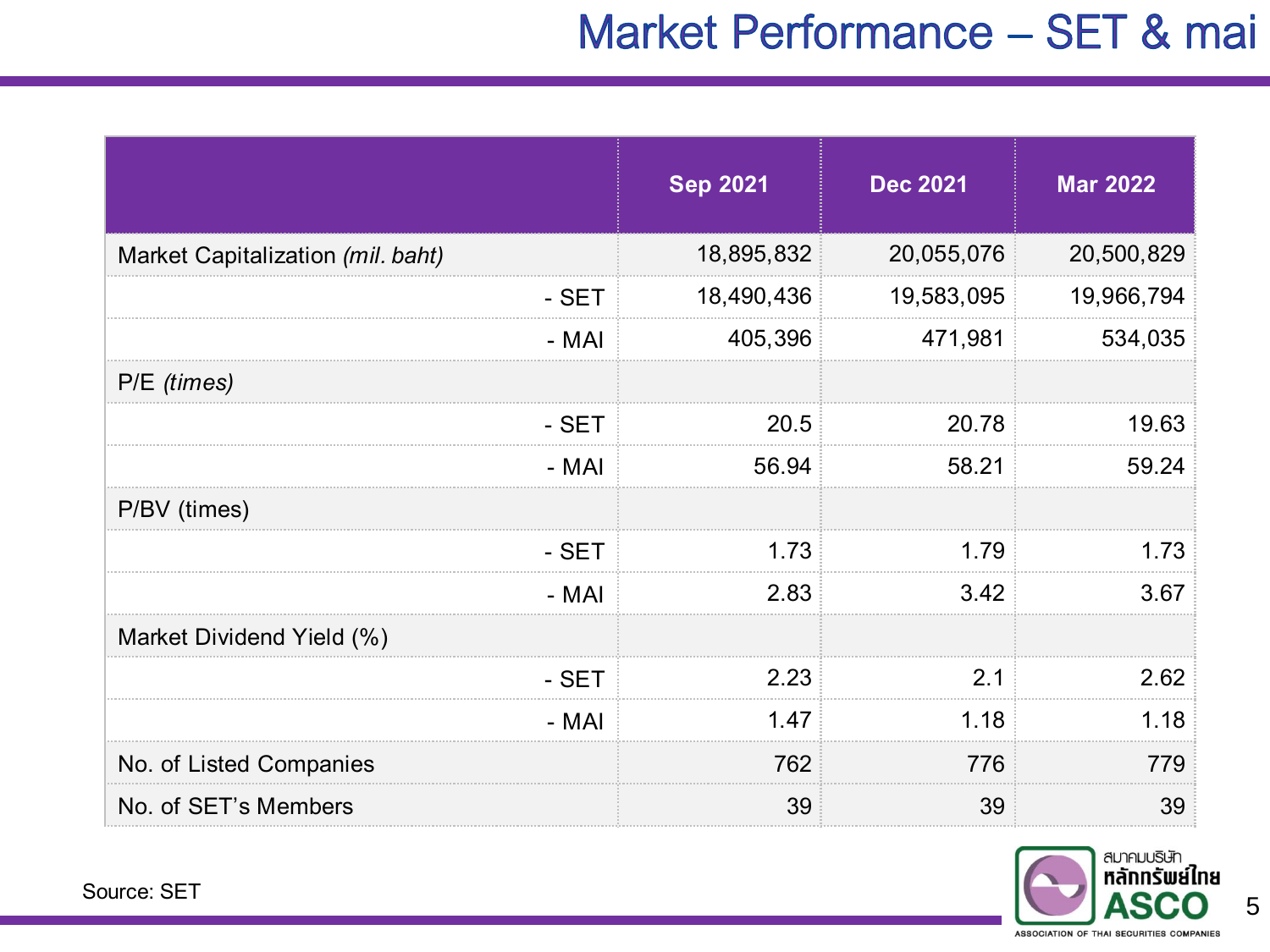# Market Performance – SET & mai

| | Sep 2021 | Dec 2021 | Mar 2022 |
|---|---|---|---|
| Market Capitalization *(mil. baht)* | 18,895,832 | 20,055,076 | 20,500,829 |
| - SET | 18,490,436 | 19,583,095 | 19,966,794 |
| - MAI | 405,396 | 471,981 | 534,035 |
| P/E *(times)* | | | |
| - SET | 20.5 | 20.78 | 19.63 |
| - MAI | 56.94 | 58.21 | 59.24 |
| P/BV (times) | | | |
| - SET | 1.73 | 1.79 | 1.73 |
| - MAI | 2.83 | 3.42 | 3.67 |
| Market Dividend Yield (%) | | | |
| - SET | 2.23 | 2.1 | 2.62 |
| - MAI | 1.47 | 1.18 | 1.18 |
| No. of Listed Companies | 762 | 776 | 779 |
| No. of SET's Members | 39 | 39 | 39 |

Source: SET

สมาคมบริษัทหลักทรัพย์ไทย ASCO ASSOCIATION OF THAI SECURITIES COMPANIES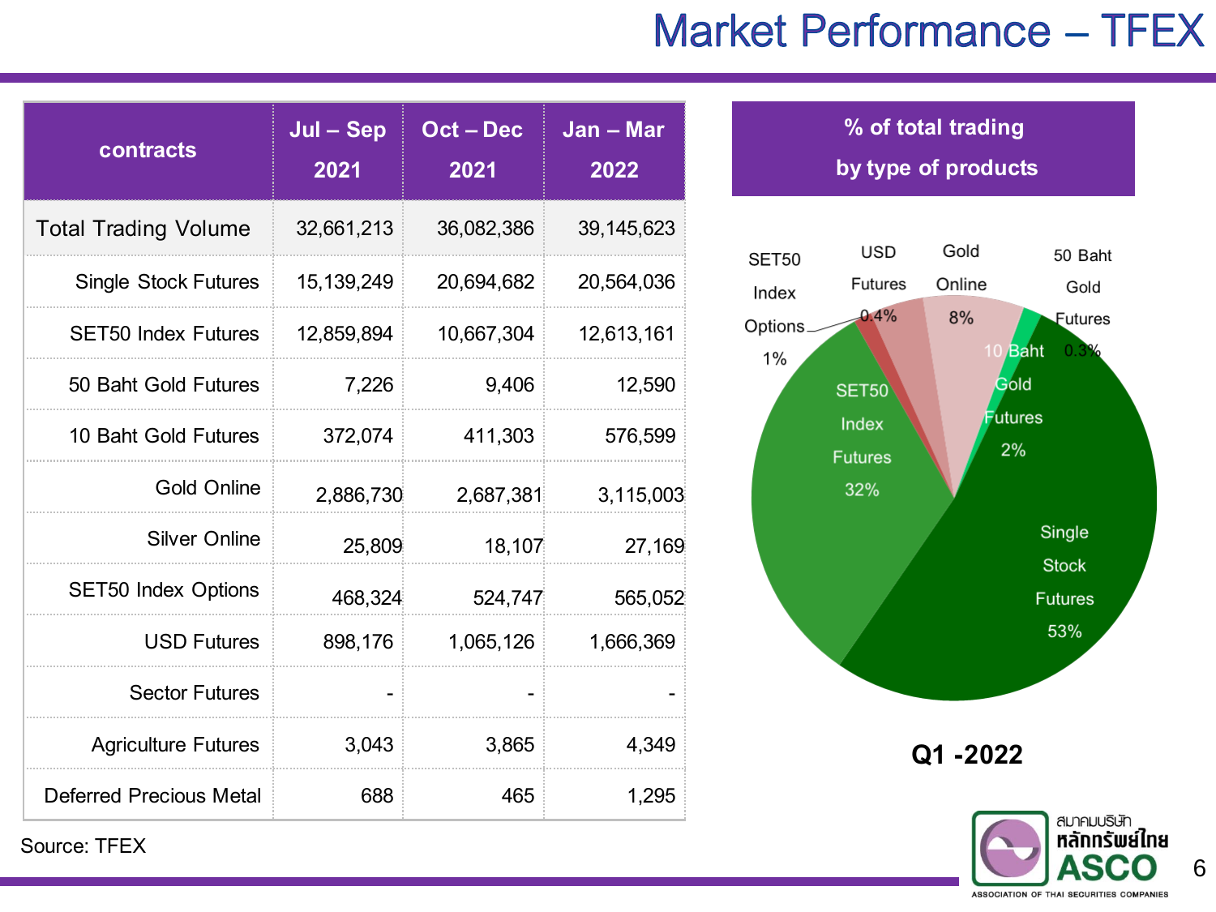# Market Performance – TFEX

| contracts | Jul – Sep 2021 | Oct – Dec 2021 | Jan – Mar 2022 |
|---|---|---|---|
| Total Trading Volume | 32,661,213 | 36,082,386 | 39,145,623 |
| Single Stock Futures | 15,139,249 | 20,694,682 | 20,564,036 |
| SET50 Index Futures | 12,859,894 | 10,667,304 | 12,613,161 |
| 50 Baht Gold Futures | 7,226 | 9,406 | 12,590 |
| 10 Baht Gold Futures | 372,074 | 411,303 | 576,599 |
| Gold Online | 2,886,730 | 2,687,381 | 3,115,003 |
| Silver Online | 25,809 | 18,107 | 27,169 |
| SET50 Index Options | 468,324 | 524,747 | 565,052 |
| USD Futures | 898,176 | 1,065,126 | 1,666,369 |
| Sector Futures | - | - | - |
| Agriculture Futures | 3,043 | 3,865 | 4,349 |
| Deferred Precious Metal | 688 | 465 | 1,295 |

Source: TFEX

**% of total trading by type of products**

- SET50 Index Options 1%
- USD Futures 0.4%
- Gold Online 8%
- 50 Baht Gold Futures 0.3%
- 10 Baht Gold Futures 2%
- SET50 Index Futures 32%
- Single Stock Futures 53%

**Q1 -2022**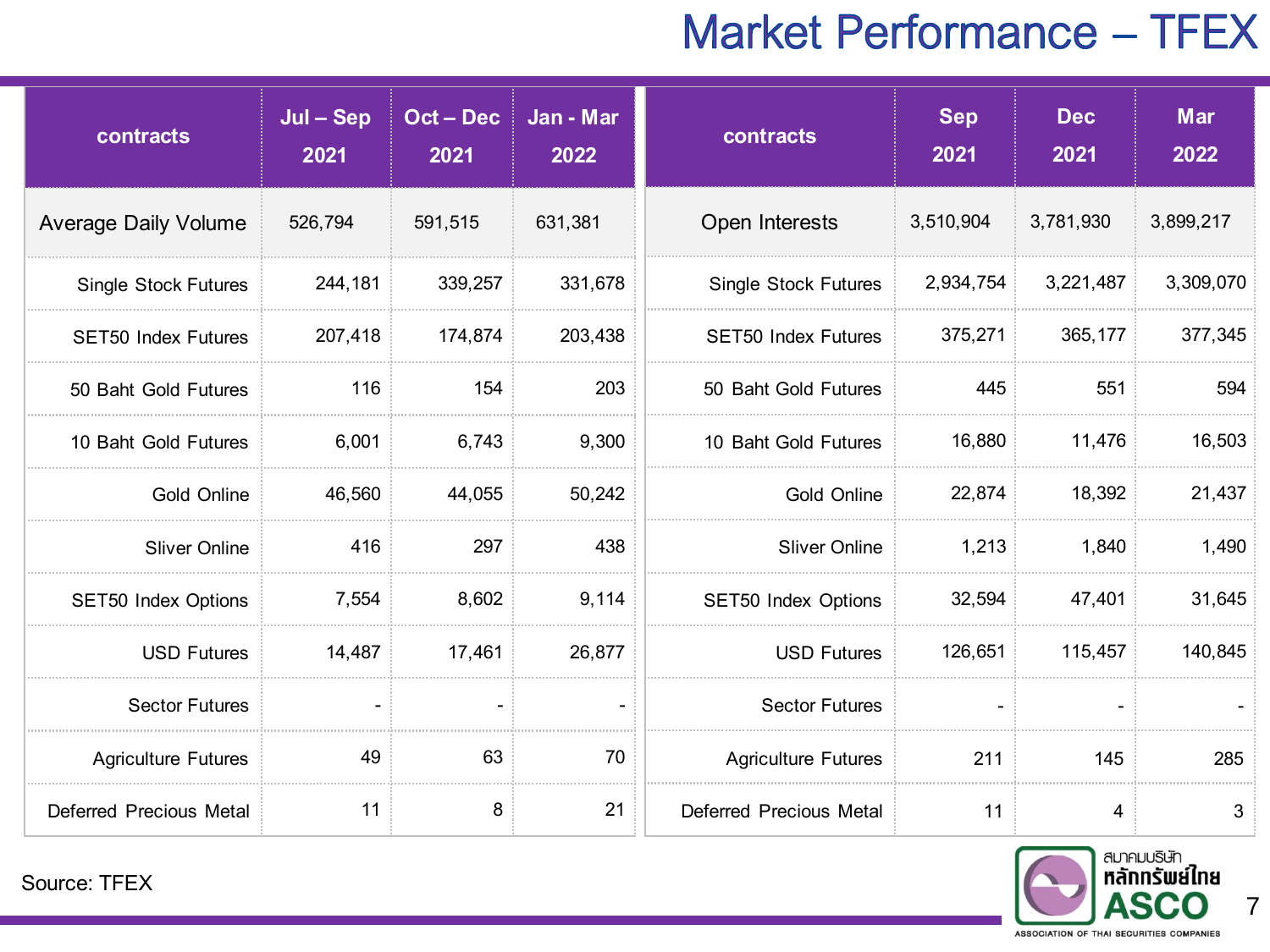# Market Performance – TFEX

| contracts | Jul – Sep 2021 | Oct – Dec 2021 | Jan - Mar 2022 |
|---|---|---|---|
| Average Daily Volume | 526,794 | 591,515 | 631,381 |
| Single Stock Futures | 244,181 | 339,257 | 331,678 |
| SET50 Index Futures | 207,418 | 174,874 | 203,438 |
| 50 Baht Gold Futures | 116 | 154 | 203 |
| 10 Baht Gold Futures | 6,001 | 6,743 | 9,300 |
| Gold Online | 46,560 | 44,055 | 50,242 |
| Sliver Online | 416 | 297 | 438 |
| SET50 Index Options | 7,554 | 8,602 | 9,114 |
| USD Futures | 14,487 | 17,461 | 26,877 |
| Sector Futures | - | - | - |
| Agriculture Futures | 49 | 63 | 70 |
| Deferred Precious Metal | 11 | 8 | 21 |

| contracts | Sep 2021 | Dec 2021 | Mar 2022 |
|---|---|---|---|
| Open Interests | 3,510,904 | 3,781,930 | 3,899,217 |
| Single Stock Futures | 2,934,754 | 3,221,487 | 3,309,070 |
| SET50 Index Futures | 375,271 | 365,177 | 377,345 |
| 50 Baht Gold Futures | 445 | 551 | 594 |
| 10 Baht Gold Futures | 16,880 | 11,476 | 16,503 |
| Gold Online | 22,874 | 18,392 | 21,437 |
| Sliver Online | 1,213 | 1,840 | 1,490 |
| SET50 Index Options | 32,594 | 47,401 | 31,645 |
| USD Futures | 126,651 | 115,457 | 140,845 |
| Sector Futures | - | - | - |
| Agriculture Futures | 211 | 145 | 285 |
| Deferred Precious Metal | 11 | 4 | 3 |

Source: TFEX

สมาคมบริษัทหลักทรัพย์ไทย ASCO ASSOCIATION OF THAI SECURITIES COMPANIES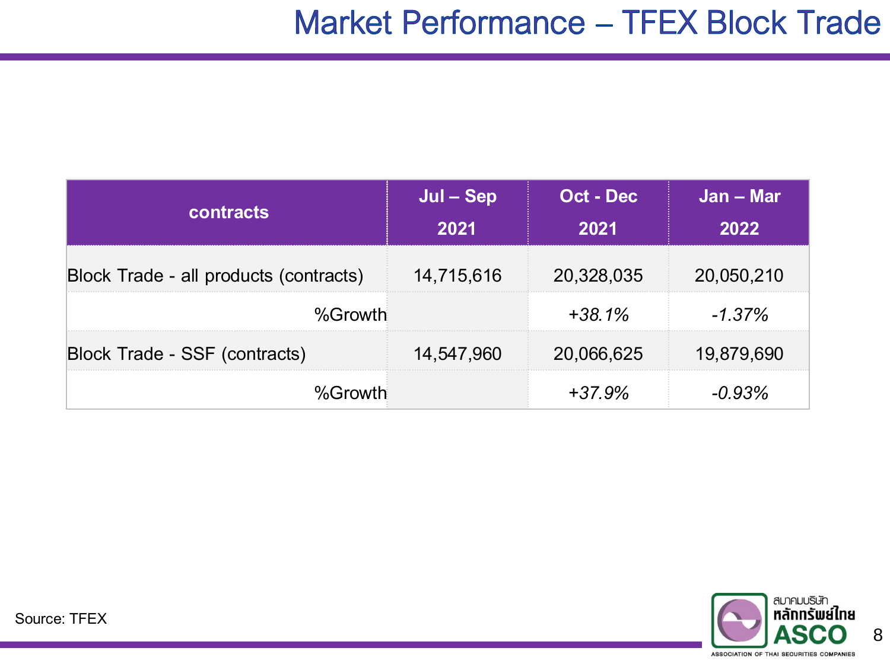# Market Performance – TFEX Block Trade

| contracts | Jul – Sep 2021 | Oct - Dec 2021 | Jan – Mar 2022 |
|---|---|---|---|
| Block Trade - all products (contracts) | 14,715,616 | 20,328,035 | 20,050,210 |
| %Growth | | *+38.1%* | *-1.37%* |
| Block Trade - SSF (contracts) | 14,547,960 | 20,066,625 | 19,879,690 |
| %Growth | | *+37.9%* | *-0.93%* |

Source: TFEX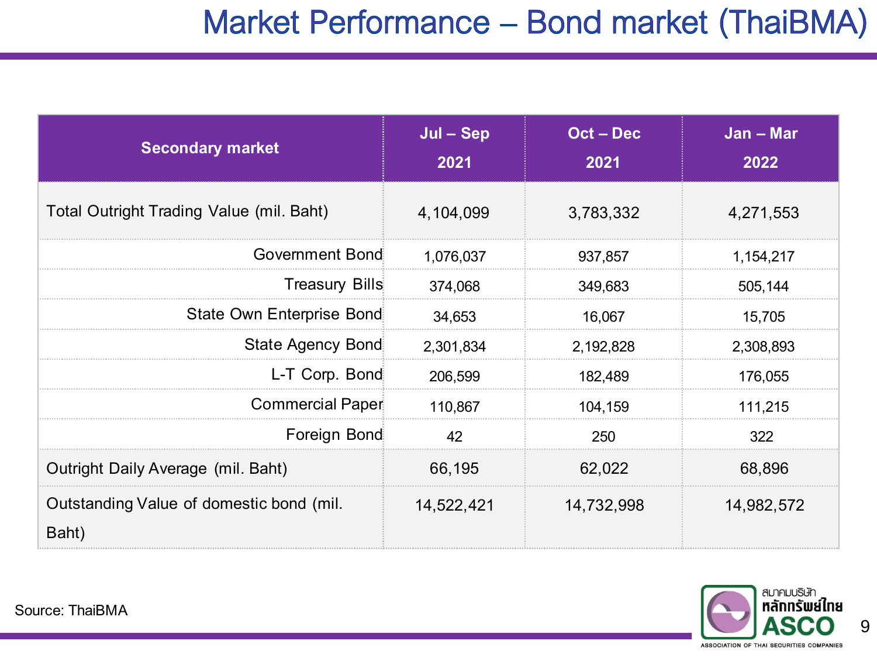# Market Performance – Bond market (ThaiBMA)

| Secondary market | Jul – Sep 2021 | Oct – Dec 2021 | Jan – Mar 2022 |
| --- | --- | --- | --- |
| Total Outright Trading Value (mil. Baht) | 4,104,099 | 3,783,332 | 4,271,553 |
| Government Bond | 1,076,037 | 937,857 | 1,154,217 |
| Treasury Bills | 374,068 | 349,683 | 505,144 |
| State Own Enterprise Bond | 34,653 | 16,067 | 15,705 |
| State Agency Bond | 2,301,834 | 2,192,828 | 2,308,893 |
| L-T Corp. Bond | 206,599 | 182,489 | 176,055 |
| Commercial Paper | 110,867 | 104,159 | 111,215 |
| Foreign Bond | 42 | 250 | 322 |
| Outright Daily Average (mil. Baht) | 66,195 | 62,022 | 68,896 |
| Outstanding Value of domestic bond (mil. Baht) | 14,522,421 | 14,732,998 | 14,982,572 |

Source: ThaiBMA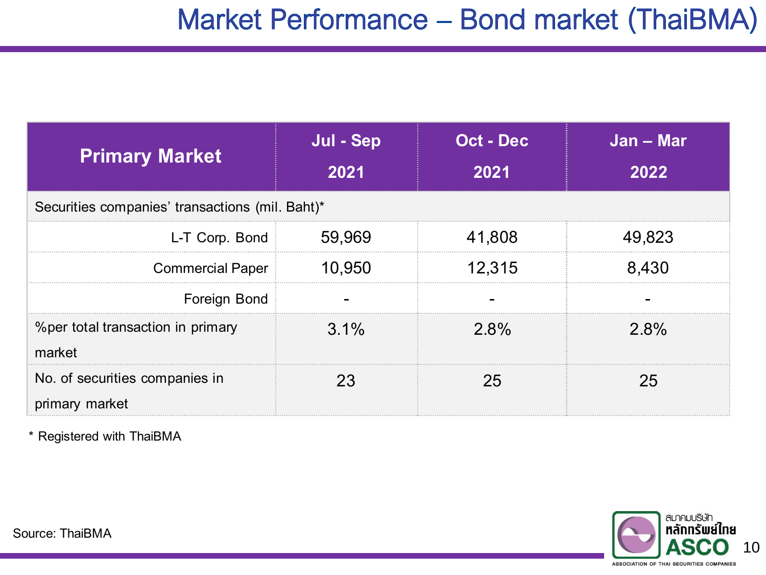# Market Performance – Bond market (ThaiBMA)

| Primary Market | Jul - Sep 2021 | Oct - Dec 2021 | Jan – Mar 2022 |
|---|---|---|---|
| Securities companies' transactions (mil. Baht)* | | | |
| L-T Corp. Bond | 59,969 | 41,808 | 49,823 |
| Commercial Paper | 10,950 | 12,315 | 8,430 |
| Foreign Bond | - | - | - |
| %per total transaction in primary market | 3.1% | 2.8% | 2.8% |
| No. of securities companies in primary market | 23 | 25 | 25 |

* Registered with ThaiBMA

Source: ThaiBMA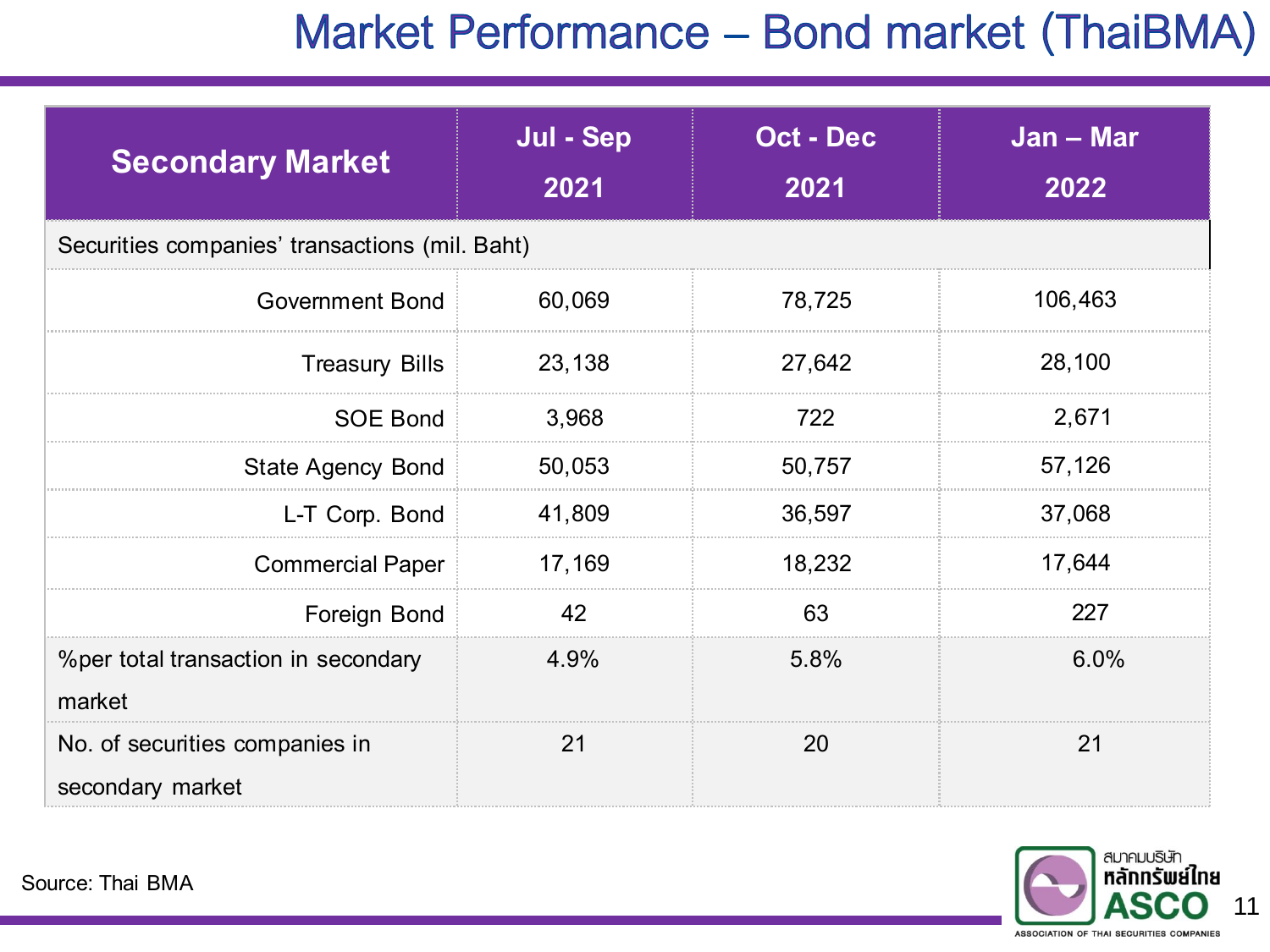# Market Performance – Bond market (ThaiBMA)

| Secondary Market | Jul - Sep 2021 | Oct - Dec 2021 | Jan – Mar 2022 |
|---|---|---|---|
| Securities companies' transactions (mil. Baht) | | | |
| Government Bond | 60,069 | 78,725 | 106,463 |
| Treasury Bills | 23,138 | 27,642 | 28,100 |
| SOE Bond | 3,968 | 722 | 2,671 |
| State Agency Bond | 50,053 | 50,757 | 57,126 |
| L-T Corp. Bond | 41,809 | 36,597 | 37,068 |
| Commercial Paper | 17,169 | 18,232 | 17,644 |
| Foreign Bond | 42 | 63 | 227 |
| %per total transaction in secondary market | 4.9% | 5.8% | 6.0% |
| No. of securities companies in secondary market | 21 | 20 | 21 |

Source: Thai BMA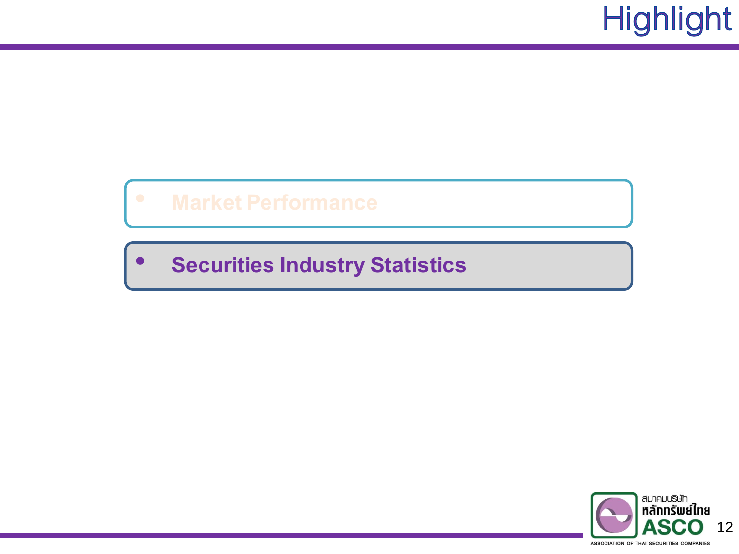# Highlight

- Market Performance
- **Securities Industry Statistics**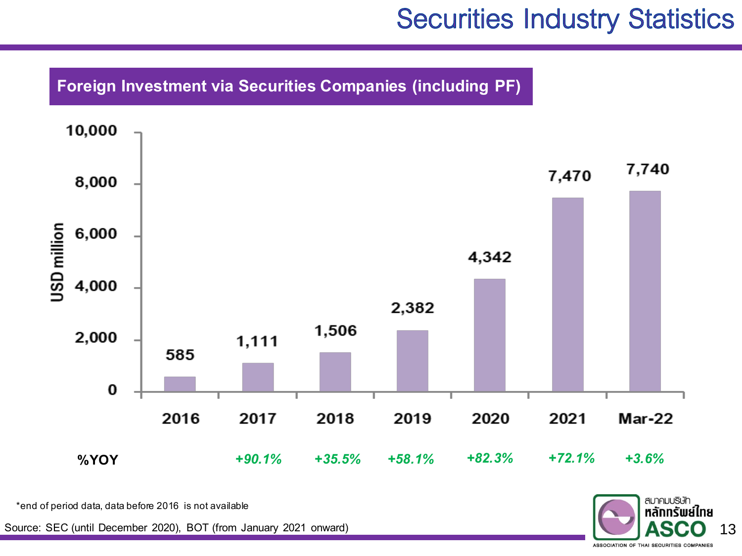# Securities Industry Statistics

## Foreign Investment via Securities Companies (including PF)

USD million

| | 2016 | 2017 | 2018 | 2019 | 2020 | 2021 | Mar-22 |
|---|---|---|---|---|---|---|---|
| Value | 585 | 1,111 | 1,506 | 2,382 | 4,342 | 7,470 | 7,740 |
| %YOY | | +90.1% | +35.5% | +58.1% | +82.3% | +72.1% | +3.6% |

*end of period data, data before 2016 is not available

Source: SEC (until December 2020), BOT (from January 2021 onward)

สมาคมบริษัทหลักทรัพย์ไทย ASCO ASSOCIATION OF THAI SECURITIES COMPANIES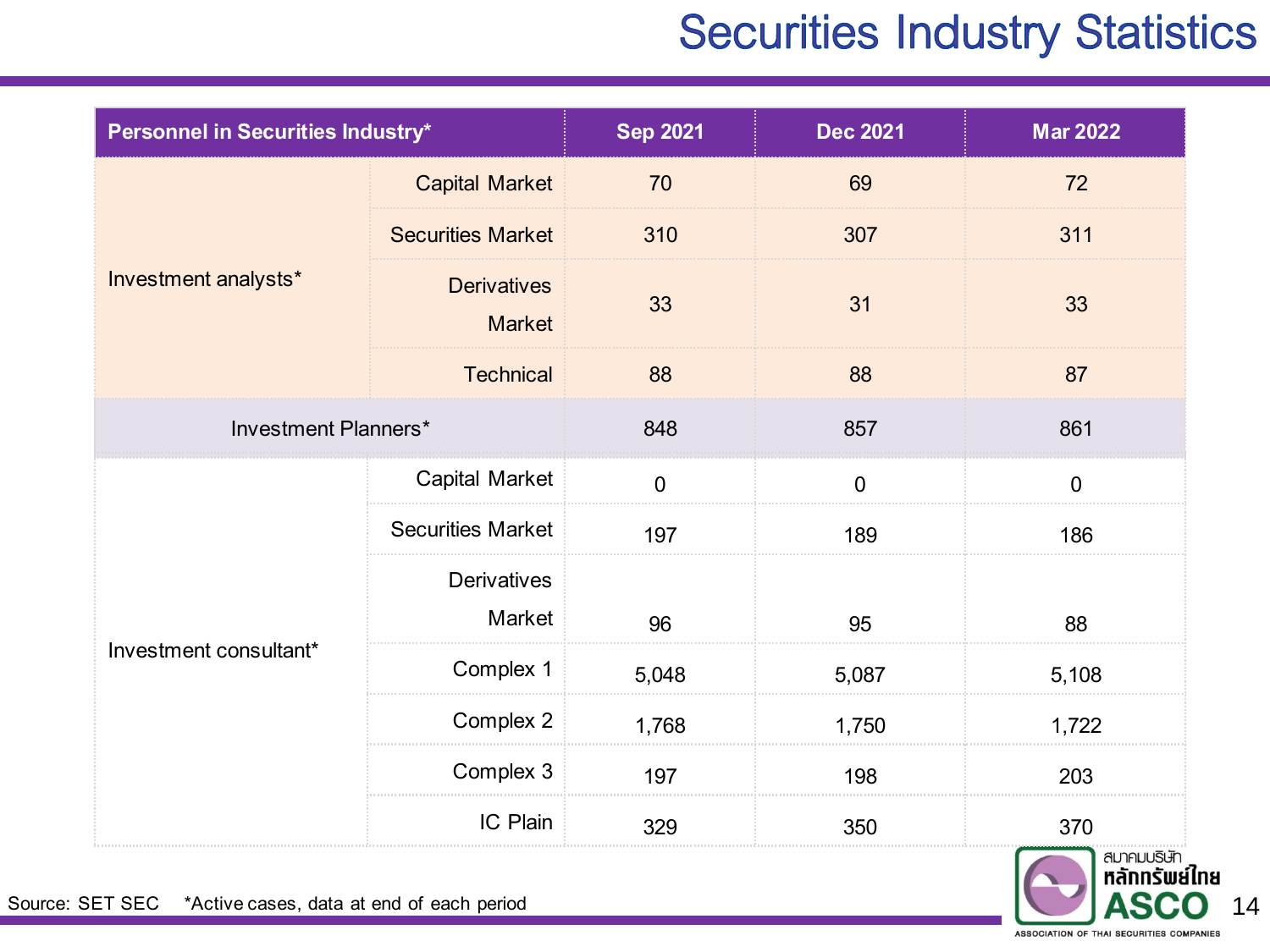# Securities Industry Statistics

| Personnel in Securities Industry* | | Sep 2021 | Dec 2021 | Mar 2022 |
|---|---|---|---|---|
| Investment analysts* | Capital Market | 70 | 69 | 72 |
| | Securities Market | 310 | 307 | 311 |
| | Derivatives Market | 33 | 31 | 33 |
| | Technical | 88 | 88 | 87 |
| Investment Planners* | | 848 | 857 | 861 |
| Investment consultant* | Capital Market | 0 | 0 | 0 |
| | Securities Market | 197 | 189 | 186 |
| | Derivatives Market | 96 | 95 | 88 |
| | Complex 1 | 5,048 | 5,087 | 5,108 |
| | Complex 2 | 1,768 | 1,750 | 1,722 |
| | Complex 3 | 197 | 198 | 203 |
| | IC Plain | 329 | 350 | 370 |

Source: SET SEC *Active cases, data at end of each period

สมาคมบริษัทหลักทรัพย์ไทย ASCO ASSOCIATION OF THAI SECURITIES COMPANIES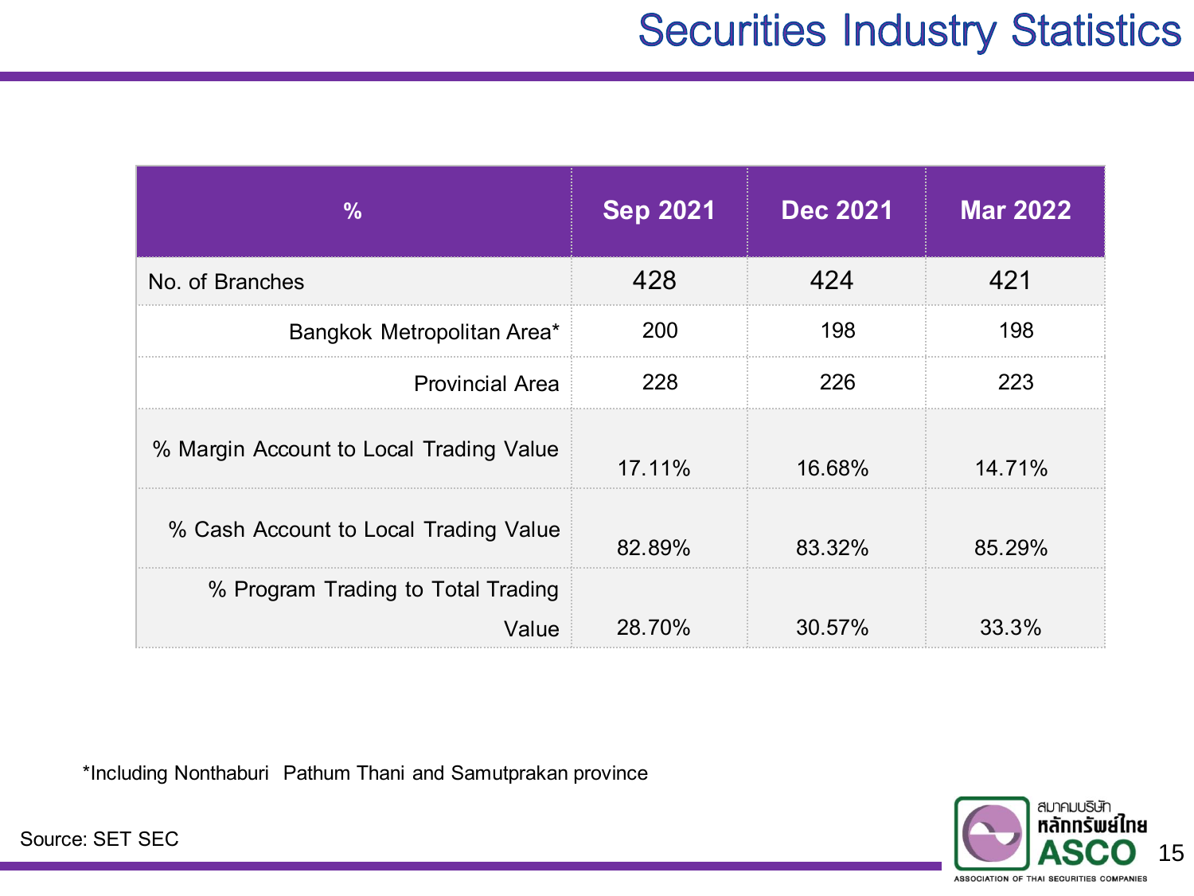# Securities Industry Statistics

| % | Sep 2021 | Dec 2021 | Mar 2022 |
|---|---|---|---|
| No. of Branches | 428 | 424 | 421 |
| Bangkok Metropolitan Area* | 200 | 198 | 198 |
| Provincial Area | 228 | 226 | 223 |
| % Margin Account to Local Trading Value | 17.11% | 16.68% | 14.71% |
| % Cash Account to Local Trading Value | 82.89% | 83.32% | 85.29% |
| % Program Trading to Total Trading Value | 28.70% | 30.57% | 33.3% |

*Including Nonthaburi Pathum Thani and Samutprakan province

Source: SET SEC

สมาคมบริษัทหลักทรัพย์ไทย ASCO ASSOCIATION OF THAI SECURITIES COMPANIES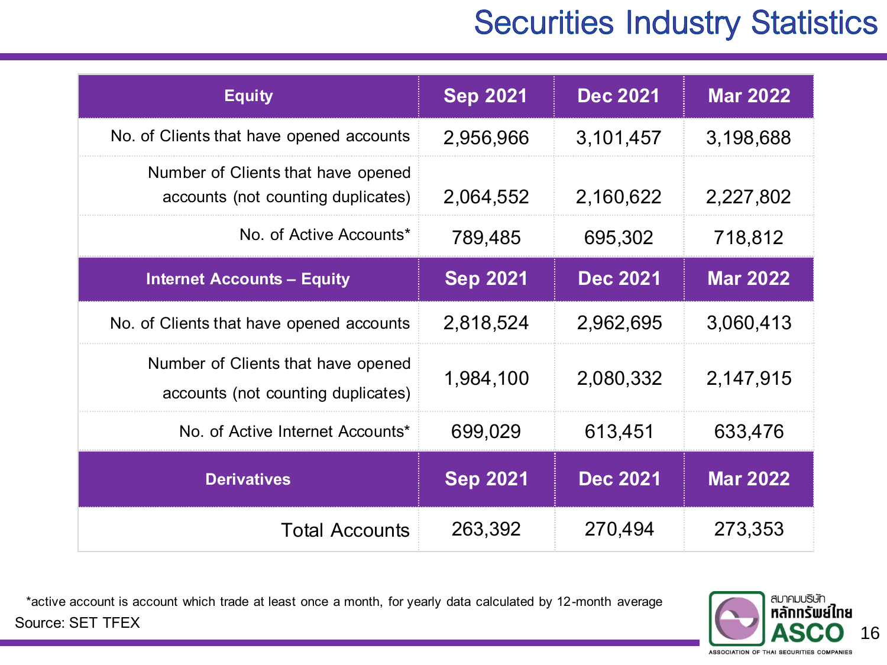# Securities Industry Statistics

| Equity | Sep 2021 | Dec 2021 | Mar 2022 |
|---|---|---|---|
| No. of Clients that have opened accounts | 2,956,966 | 3,101,457 | 3,198,688 |
| Number of Clients that have opened accounts (not counting duplicates) | 2,064,552 | 2,160,622 | 2,227,802 |
| No. of Active Accounts* | 789,485 | 695,302 | 718,812 |
| **Internet Accounts – Equity** | **Sep 2021** | **Dec 2021** | **Mar 2022** |
| No. of Clients that have opened accounts | 2,818,524 | 2,962,695 | 3,060,413 |
| Number of Clients that have opened accounts (not counting duplicates) | 1,984,100 | 2,080,332 | 2,147,915 |
| No. of Active Internet Accounts* | 699,029 | 613,451 | 633,476 |
| **Derivatives** | **Sep 2021** | **Dec 2021** | **Mar 2022** |
| Total Accounts | 263,392 | 270,494 | 273,353 |

*active account is account which trade at least once a month, for yearly data calculated by 12-month average

Source: SET TFEX

สมาคมบริษัทหลักทรัพย์ไทย ASCO ASSOCIATION OF THAI SECURITIES COMPANIES